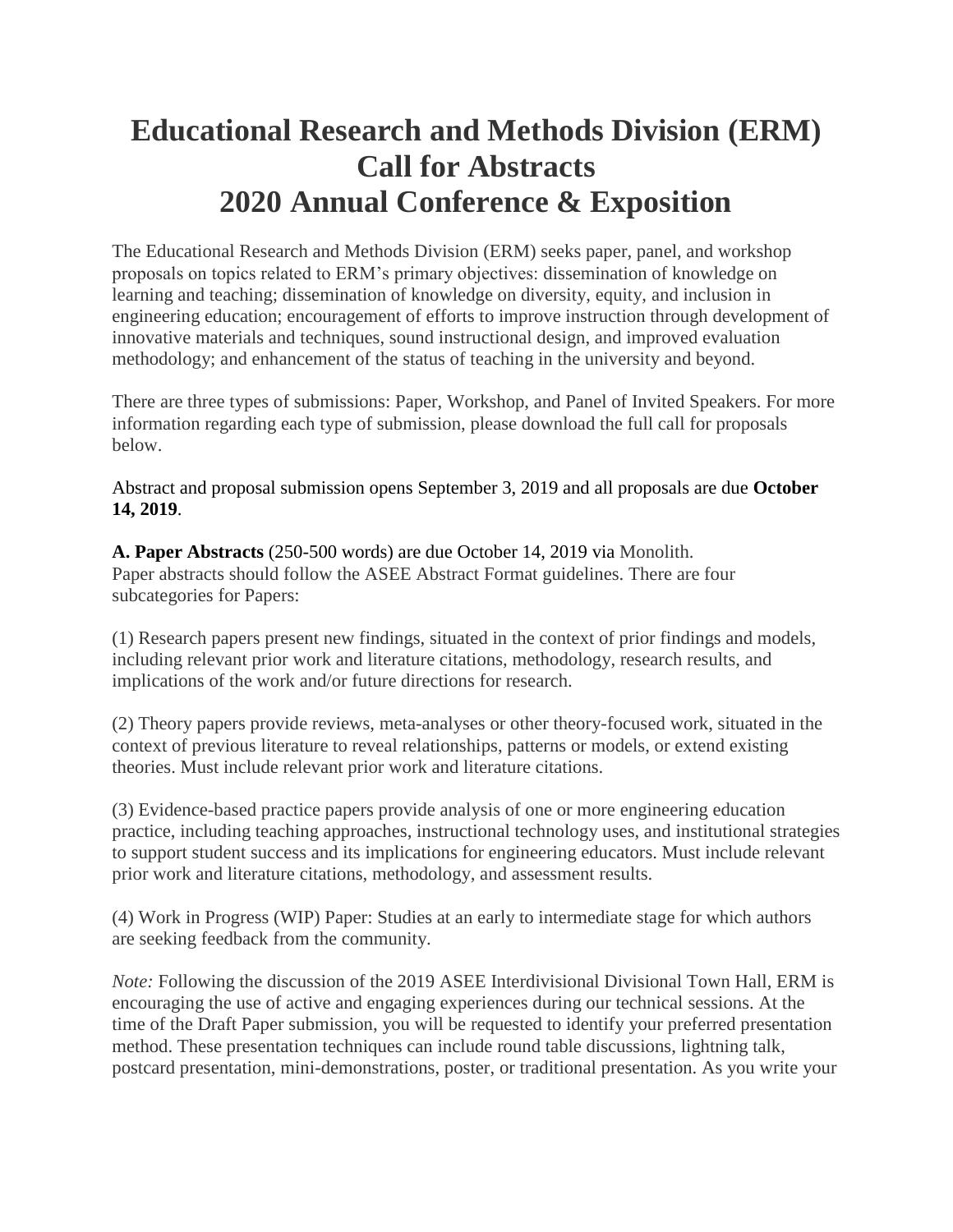# Educational Research and Methods Division (ERM) Call for Abstracts 2020 Annual Conference & Exposition

The Educational Research and Methods Division (ERM) seeks paper, panel, and workshop proposals on topics related to ERM's primary objectives: dissemination of knowledge on learning and teaching; dissemination of knowledge on diversity, equity, and inclusion in engineering education; encouragement of efforts to improve instruction through development of innovative materials and techniques, sound instructional design, and improved evaluation methodology; and enhancement of the status of teaching in the university and beyond.

There are three types of submissions: Paper, Workshop, and Panel of Invited Speakers. For more information regarding each type of submission, please download the full call for proposals below.

Abstract and proposal submission opens September 3, 2019 and all proposals are due **October 14, 2019**.

**A. Paper Abstracts** (250-500 words) are due October 14, 2019 via Monolith.
Paper abstracts should follow the ASEE Abstract Format guidelines. There are four subcategories for Papers:

(1) Research papers present new findings, situated in the context of prior findings and models, including relevant prior work and literature citations, methodology, research results, and implications of the work and/or future directions for research.

(2) Theory papers provide reviews, meta-analyses or other theory-focused work, situated in the context of previous literature to reveal relationships, patterns or models, or extend existing theories. Must include relevant prior work and literature citations.

(3) Evidence-based practice papers provide analysis of one or more engineering education practice, including teaching approaches, instructional technology uses, and institutional strategies to support student success and its implications for engineering educators. Must include relevant prior work and literature citations, methodology, and assessment results.

(4) Work in Progress (WIP) Paper: Studies at an early to intermediate stage for which authors are seeking feedback from the community.

*Note:* Following the discussion of the 2019 ASEE Interdivisional Divisional Town Hall, ERM is encouraging the use of active and engaging experiences during our technical sessions. At the time of the Draft Paper submission, you will be requested to identify your preferred presentation method. These presentation techniques can include round table discussions, lightning talk, postcard presentation, mini-demonstrations, poster, or traditional presentation. As you write your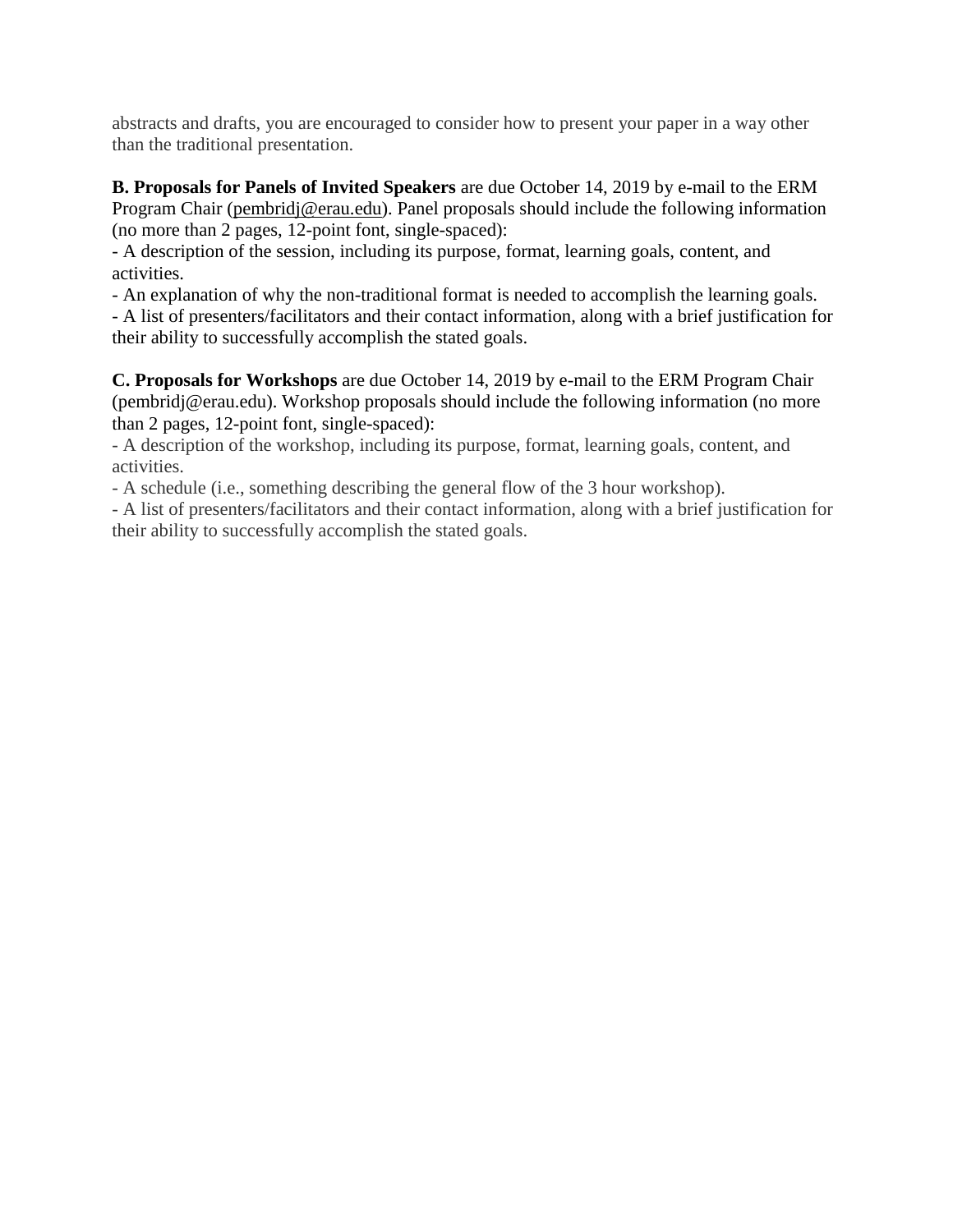abstracts and drafts, you are encouraged to consider how to present your paper in a way other than the traditional presentation.

**B. Proposals for Panels of Invited Speakers** are due October 14, 2019 by e-mail to the ERM Program Chair (pembridj@erau.edu). Panel proposals should include the following information (no more than 2 pages, 12-point font, single-spaced):

- A description of the session, including its purpose, format, learning goals, content, and activities.
- An explanation of why the non-traditional format is needed to accomplish the learning goals.
- A list of presenters/facilitators and their contact information, along with a brief justification for their ability to successfully accomplish the stated goals.

**C. Proposals for Workshops** are due October 14, 2019 by e-mail to the ERM Program Chair (pembridj@erau.edu). Workshop proposals should include the following information (no more than 2 pages, 12-point font, single-spaced):

- A description of the workshop, including its purpose, format, learning goals, content, and activities.
- A schedule (i.e., something describing the general flow of the 3 hour workshop).
- A list of presenters/facilitators and their contact information, along with a brief justification for their ability to successfully accomplish the stated goals.